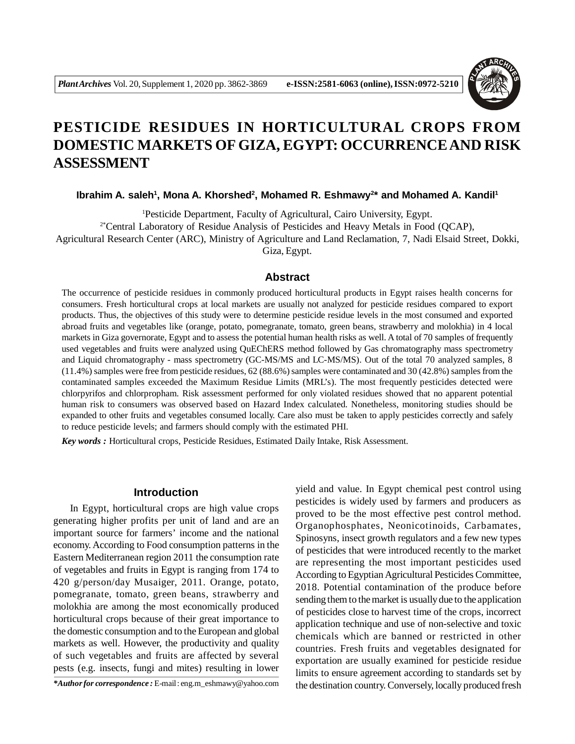# PESTICIDE RESIDUES IN HORTICULTURAL CROPS FROM DOMESTIC MARKETS OF GIZA, EGYPT: OCCURRENCE AND RISK ASSESSMENT

**Ibrahim A. saleh[1], Mona A. Khorshed[2], Mohamed R. Eshmawy[2]* and Mohamed A. Kandil[1]**

[1]Pesticide Department, Faculty of Agricultural, Cairo University, Egypt.

[2*]Central Laboratory of Residue Analysis of Pesticides and Heavy Metals in Food (QCAP), Agricultural Research Center (ARC), Ministry of Agriculture and Land Reclamation, 7, Nadi Elsaid Street, Dokki, Giza, Egypt.

## Abstract

The occurrence of pesticide residues in commonly produced horticultural products in Egypt raises health concerns for consumers. Fresh horticultural crops at local markets are usually not analyzed for pesticide residues compared to export products. Thus, the objectives of this study were to determine pesticide residue levels in the most consumed and exported abroad fruits and vegetables like (orange, potato, pomegranate, tomato, green beans, strawberry and molokhia) in 4 local markets in Giza governorate, Egypt and to assess the potential human health risks as well. A total of 70 samples of frequently used vegetables and fruits were analyzed using QuEChERS method followed by Gas chromatography mass spectrometry and Liquid chromatography - mass spectrometry (GC-MS/MS and LC-MS/MS). Out of the total 70 analyzed samples, 8 (11.4%) samples were free from pesticide residues, 62 (88.6%) samples were contaminated and 30 (42.8%) samples from the contaminated samples exceeded the Maximum Residue Limits (MRL's). The most frequently pesticides detected were chlorpyrifos and chlorpropham. Risk assessment performed for only violated residues showed that no apparent potential human risk to consumers was observed based on Hazard Index calculated. Nonetheless, monitoring studies should be expanded to other fruits and vegetables consumed locally. Care also must be taken to apply pesticides correctly and safely to reduce pesticide levels; and farmers should comply with the estimated PHI.

***Key words :*** Horticultural crops, Pesticide Residues, Estimated Daily Intake, Risk Assessment.

## Introduction

In Egypt, horticultural crops are high value crops generating higher profits per unit of land and are an important source for farmers' income and the national economy. According to Food consumption patterns in the Eastern Mediterranean region 2011 the consumption rate of vegetables and fruits in Egypt is ranging from 174 to 420 g/person/day Musaiger, 2011. Orange, potato, pomegranate, tomato, green beans, strawberry and molokhia are among the most economically produced horticultural crops because of their great importance to the domestic consumption and to the European and global markets as well. However, the productivity and quality of such vegetables and fruits are affected by several pests (e.g. insects, fungi and mites) resulting in lower yield and value. In Egypt chemical pest control using pesticides is widely used by farmers and producers as proved to be the most effective pest control method. Organophosphates, Neonicotinoids, Carbamates, Spinosyns, insect growth regulators and a few new types of pesticides that were introduced recently to the market are representing the most important pesticides used According to Egyptian Agricultural Pesticides Committee, 2018. Potential contamination of the produce before sending them to the market is usually due to the application of pesticides close to harvest time of the crops, incorrect application technique and use of non-selective and toxic chemicals which are banned or restricted in other countries. Fresh fruits and vegetables designated for exportation are usually examined for pesticide residue limits to ensure agreement according to standards set by the destination country. Conversely, locally produced fresh

***Author for correspondence :** E-mail : eng.m_eshmawy@yahoo.com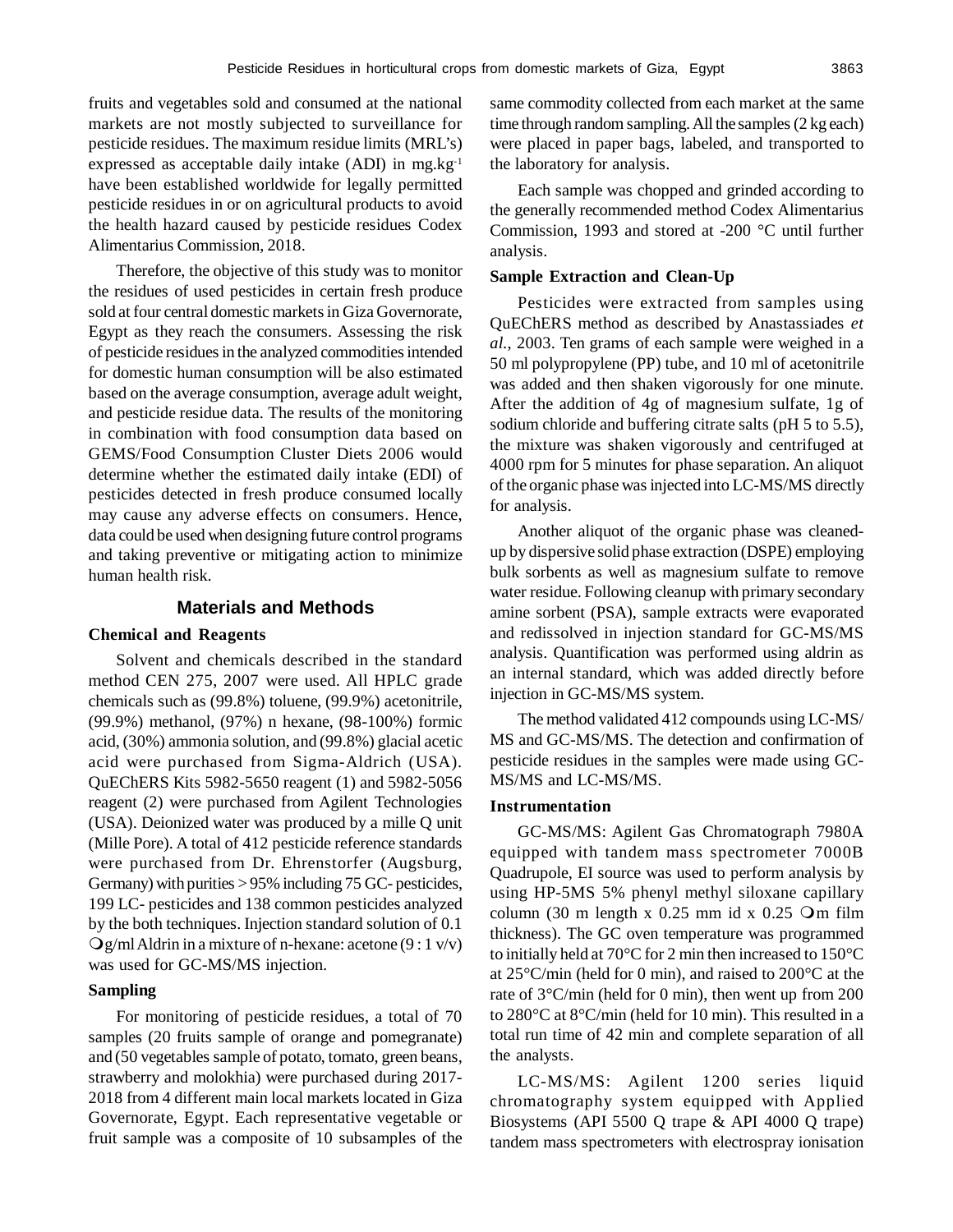fruits and vegetables sold and consumed at the national markets are not mostly subjected to surveillance for pesticide residues. The maximum residue limits (MRL's) expressed as acceptable daily intake (ADI) in mg.kg$^{-1}$ have been established worldwide for legally permitted pesticide residues in or on agricultural products to avoid the health hazard caused by pesticide residues Codex Alimentarius Commission, 2018.

Therefore, the objective of this study was to monitor the residues of used pesticides in certain fresh produce sold at four central domestic markets in Giza Governorate, Egypt as they reach the consumers. Assessing the risk of pesticide residues in the analyzed commodities intended for domestic human consumption will be also estimated based on the average consumption, average adult weight, and pesticide residue data. The results of the monitoring in combination with food consumption data based on GEMS/Food Consumption Cluster Diets 2006 would determine whether the estimated daily intake (EDI) of pesticides detected in fresh produce consumed locally may cause any adverse effects on consumers. Hence, data could be used when designing future control programs and taking preventive or mitigating action to minimize human health risk.

## Materials and Methods

### Chemical and Reagents

Solvent and chemicals described in the standard method CEN 275, 2007 were used. All HPLC grade chemicals such as (99.8%) toluene, (99.9%) acetonitrile, (99.9%) methanol, (97%) n hexane, (98-100%) formic acid, (30%) ammonia solution, and (99.8%) glacial acetic acid were purchased from Sigma-Aldrich (USA). QuEChERS Kits 5982-5650 reagent (1) and 5982-5056 reagent (2) were purchased from Agilent Technologies (USA). Deionized water was produced by a mille Q unit (Mille Pore). A total of 412 pesticide reference standards were purchased from Dr. Ehrenstorfer (Augsburg, Germany) with purities > 95% including 75 GC- pesticides, 199 LC- pesticides and 138 common pesticides analyzed by the both techniques. Injection standard solution of 0.1 $\mu$g/ml Aldrin in a mixture of n-hexane: acetone (9 : 1 v/v) was used for GC-MS/MS injection.

### Sampling

For monitoring of pesticide residues, a total of 70 samples (20 fruits sample of orange and pomegranate) and (50 vegetables sample of potato, tomato, green beans, strawberry and molokhia) were purchased during 2017-2018 from 4 different main local markets located in Giza Governorate, Egypt. Each representative vegetable or fruit sample was a composite of 10 subsamples of the same commodity collected from each market at the same time through random sampling. All the samples (2 kg each) were placed in paper bags, labeled, and transported to the laboratory for analysis.

Each sample was chopped and grinded according to the generally recommended method Codex Alimentarius Commission, 1993 and stored at -200 °C until further analysis.

### Sample Extraction and Clean-Up

Pesticides were extracted from samples using QuEChERS method as described by Anastassiades *et al.,* 2003. Ten grams of each sample were weighed in a 50 ml polypropylene (PP) tube, and 10 ml of acetonitrile was added and then shaken vigorously for one minute. After the addition of 4g of magnesium sulfate, 1g of sodium chloride and buffering citrate salts (pH 5 to 5.5), the mixture was shaken vigorously and centrifuged at 4000 rpm for 5 minutes for phase separation. An aliquot of the organic phase was injected into LC-MS/MS directly for analysis.

Another aliquot of the organic phase was cleaned-up by dispersive solid phase extraction (DSPE) employing bulk sorbents as well as magnesium sulfate to remove water residue. Following cleanup with primary secondary amine sorbent (PSA), sample extracts were evaporated and redissolved in injection standard for GC-MS/MS analysis. Quantification was performed using aldrin as an internal standard, which was added directly before injection in GC-MS/MS system.

The method validated 412 compounds using LC-MS/MS and GC-MS/MS. The detection and confirmation of pesticide residues in the samples were made using GC-MS/MS and LC-MS/MS.

### Instrumentation

GC-MS/MS: Agilent Gas Chromatograph 7980A equipped with tandem mass spectrometer 7000B Quadrupole, EI source was used to perform analysis by using HP-5MS 5% phenyl methyl siloxane capillary column (30 m length x 0.25 mm id x 0.25 $\mu$m film thickness). The GC oven temperature was programmed to initially held at 70°C for 2 min then increased to 150°C at 25°C/min (held for 0 min), and raised to 200°C at the rate of 3°C/min (held for 0 min), then went up from 200 to 280°C at 8°C/min (held for 10 min). This resulted in a total run time of 42 min and complete separation of all the analysts.

LC-MS/MS: Agilent 1200 series liquid chromatography system equipped with Applied Biosystems (API 5500 Q trape & API 4000 Q trape) tandem mass spectrometers with electrospray ionisation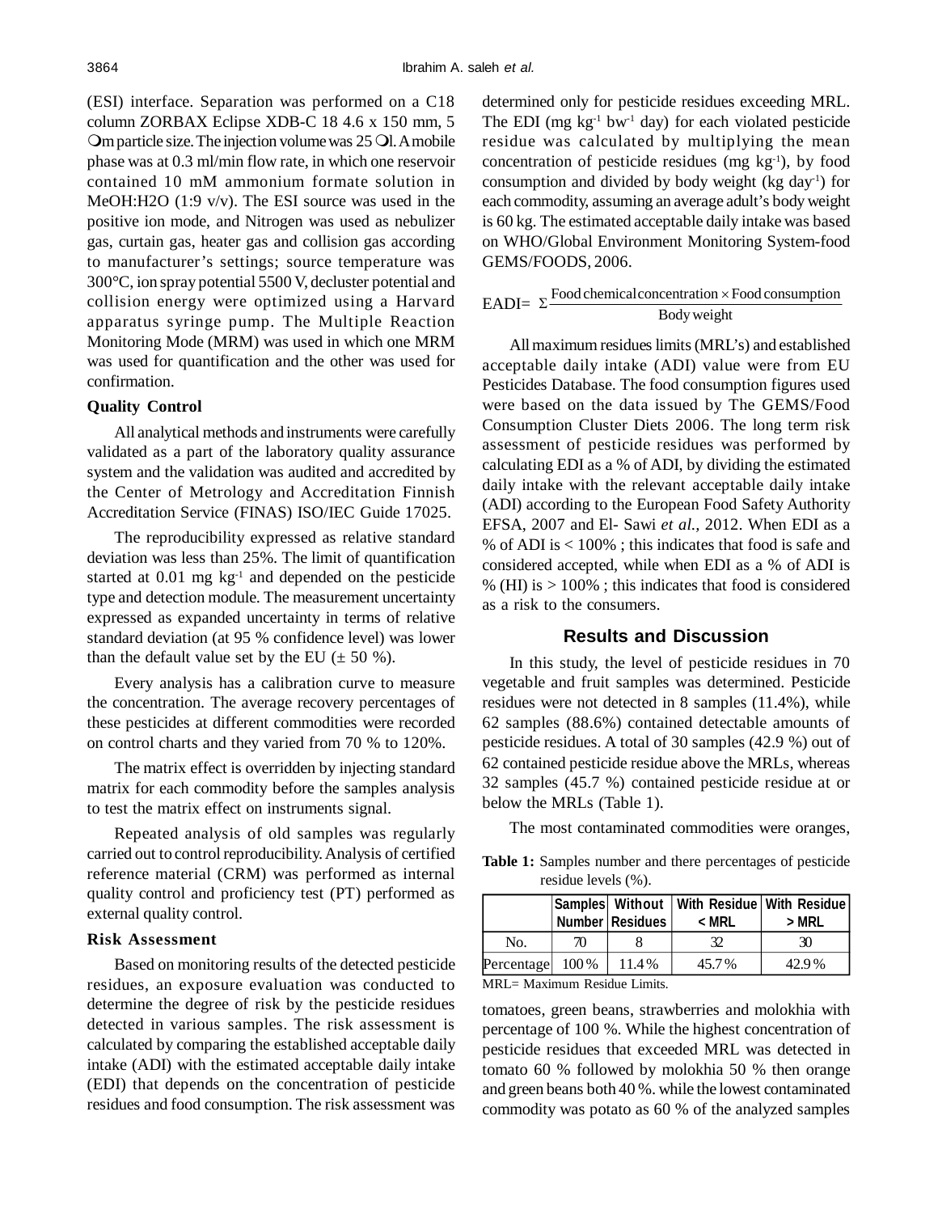(ESI) interface. Separation was performed on a C18 column ZORBAX Eclipse XDB-C 18 4.6 x 150 mm, 5 µm particle size. The injection volume was 25 µl. A mobile phase was at 0.3 ml/min flow rate, in which one reservoir contained 10 mM ammonium formate solution in MeOH:H2O (1:9 v/v). The ESI source was used in the positive ion mode, and Nitrogen was used as nebulizer gas, curtain gas, heater gas and collision gas according to manufacturer's settings; source temperature was 300°C, ion spray potential 5500 V, decluster potential and collision energy were optimized using a Harvard apparatus syringe pump. The Multiple Reaction Monitoring Mode (MRM) was used in which one MRM was used for quantification and the other was used for confirmation.

### Quality Control

All analytical methods and instruments were carefully validated as a part of the laboratory quality assurance system and the validation was audited and accredited by the Center of Metrology and Accreditation Finnish Accreditation Service (FINAS) ISO/IEC Guide 17025.

The reproducibility expressed as relative standard deviation was less than 25%. The limit of quantification started at 0.01 mg $kg^{-1}$ and depended on the pesticide type and detection module. The measurement uncertainty expressed as expanded uncertainty in terms of relative standard deviation (at 95 % confidence level) was lower than the default value set by the EU (± 50 %).

Every analysis has a calibration curve to measure the concentration. The average recovery percentages of these pesticides at different commodities were recorded on control charts and they varied from 70 % to 120%.

The matrix effect is overridden by injecting standard matrix for each commodity before the samples analysis to test the matrix effect on instruments signal.

Repeated analysis of old samples was regularly carried out to control reproducibility. Analysis of certified reference material (CRM) was performed as internal quality control and proficiency test (PT) performed as external quality control.

### Risk Assessment

Based on monitoring results of the detected pesticide residues, an exposure evaluation was conducted to determine the degree of risk by the pesticide residues detected in various samples. The risk assessment is calculated by comparing the established acceptable daily intake (ADI) with the estimated acceptable daily intake (EDI) that depends on the concentration of pesticide residues and food consumption. The risk assessment was determined only for pesticide residues exceeding MRL. The EDI (mg $kg^{-1}$ $bw^{-1}$ day) for each violated pesticide residue was calculated by multiplying the mean concentration of pesticide residues (mg $kg^{-1}$), by food consumption and divided by body weight (kg $day^{-1}$) for each commodity, assuming an average adult's body weight is 60 kg. The estimated acceptable daily intake was based on WHO/Global Environment Monitoring System-food GEMS/FOODS, 2006.

$$\text{EADI} = \Sigma \frac{\text{Food chemical concentration} \times \text{Food consumption}}{\text{Body weight}}$$

All maximum residues limits (MRL's) and established acceptable daily intake (ADI) value were from EU Pesticides Database. The food consumption figures used were based on the data issued by The GEMS/Food Consumption Cluster Diets 2006. The long term risk assessment of pesticide residues was performed by calculating EDI as a % of ADI, by dividing the estimated daily intake with the relevant acceptable daily intake (ADI) according to the European Food Safety Authority EFSA, 2007 and El- Sawi *et al.*, 2012. When EDI as a % of ADI is < 100% ; this indicates that food is safe and considered accepted, while when EDI as a % of ADI is % (HI) is > 100% ; this indicates that food is considered as a risk to the consumers.

## Results and Discussion

In this study, the level of pesticide residues in 70 vegetable and fruit samples was determined. Pesticide residues were not detected in 8 samples (11.4%), while 62 samples (88.6%) contained detectable amounts of pesticide residues. A total of 30 samples (42.9 %) out of 62 contained pesticide residue above the MRLs, whereas 32 samples (45.7 %) contained pesticide residue at or below the MRLs (Table 1).

The most contaminated commodities were oranges, tomatoes, green beans, strawberries and molokhia with percentage of 100 %. While the highest concentration of pesticide residues that exceeded MRL was detected in tomato 60 % followed by molokhia 50 % then orange and green beans both 40 %. while the lowest contaminated commodity was potato as 60 % of the analyzed samples

**Table 1:** Samples number and there percentages of pesticide residue levels (%).

| | Samples Number | Without Residues | With Residue < MRL | With Residue > MRL |
|---|---|---|---|---|
| No. | 70 | 8 | 32 | 30 |
| Percentage | 100 % | 11.4 % | 45.7 % | 42.9 % |

MRL= Maximum Residue Limits.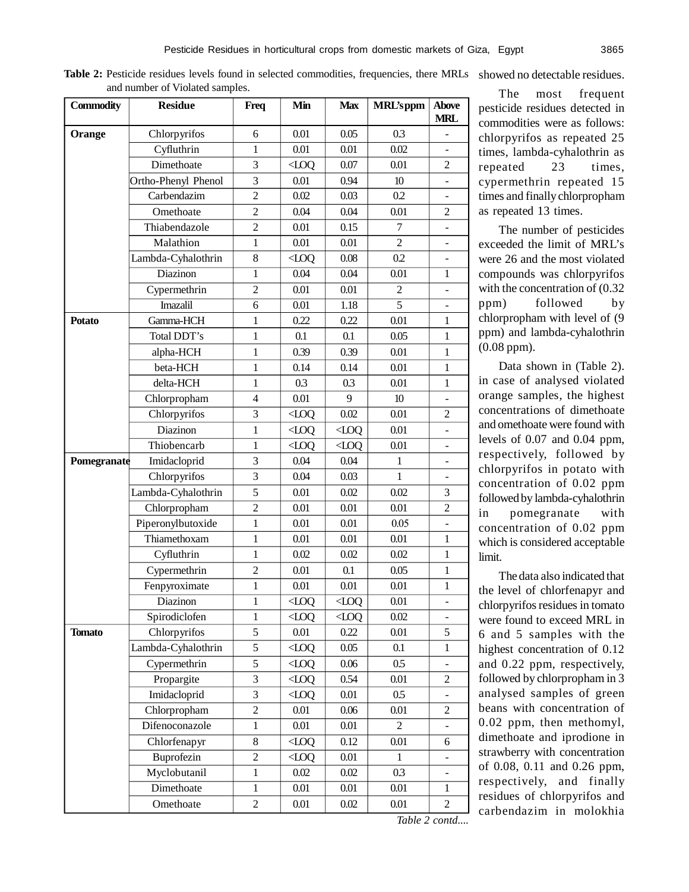**Table 2:** Pesticide residues levels found in selected commodities, frequencies, there MRLs and number of Violated samples.

| Commodity | Residue | Freq | Min | Max | MRL's ppm | Above MRL |
|---|---|---|---|---|---|---|
| **Orange** | Chlorpyrifos | 6 | 0.01 | 0.05 | 0.3 | - |
| | Cyfluthrin | 1 | 0.01 | 0.01 | 0.02 | - |
| | Dimethoate | 3 | <LOQ | 0.07 | 0.01 | 2 |
| | Ortho-Phenyl Phenol | 3 | 0.01 | 0.94 | 10 | - |
| | Carbendazim | 2 | 0.02 | 0.03 | 0.2 | - |
| | Omethoate | 2 | 0.04 | 0.04 | 0.01 | 2 |
| | Thiabendazole | 2 | 0.01 | 0.15 | 7 | - |
| | Malathion | 1 | 0.01 | 0.01 | 2 | - |
| | Lambda-Cyhalothrin | 8 | <LOQ | 0.08 | 0.2 | - |
| | Diazinon | 1 | 0.04 | 0.04 | 0.01 | 1 |
| | Cypermethrin | 2 | 0.01 | 0.01 | 2 | - |
| | Imazalil | 6 | 0.01 | 1.18 | 5 | - |
| **Potato** | Gamma-HCH | 1 | 0.22 | 0.22 | 0.01 | 1 |
| | Total DDT's | 1 | 0.1 | 0.1 | 0.05 | 1 |
| | alpha-HCH | 1 | 0.39 | 0.39 | 0.01 | 1 |
| | beta-HCH | 1 | 0.14 | 0.14 | 0.01 | 1 |
| | delta-HCH | 1 | 0.3 | 0.3 | 0.01 | 1 |
| | Chlorpropham | 4 | 0.01 | 9 | 10 | - |
| | Chlorpyrifos | 3 | <LOQ | 0.02 | 0.01 | 2 |
| | Diazinon | 1 | <LOQ | <LOQ | 0.01 | - |
| | Thiobencarb | 1 | <LOQ | <LOQ | 0.01 | - |
| **Pomegranate** | Imidacloprid | 3 | 0.04 | 0.04 | 1 | - |
| | Chlorpyrifos | 3 | 0.04 | 0.03 | 1 | - |
| | Lambda-Cyhalothrin | 5 | 0.01 | 0.02 | 0.02 | 3 |
| | Chlorpropham | 2 | 0.01 | 0.01 | 0.01 | 2 |
| | Piperonylbutoxide | 1 | 0.01 | 0.01 | 0.05 | - |
| | Thiamethoxam | 1 | 0.01 | 0.01 | 0.01 | 1 |
| | Cyfluthrin | 1 | 0.02 | 0.02 | 0.02 | 1 |
| | Cypermethrin | 2 | 0.01 | 0.1 | 0.05 | 1 |
| | Fenpyroximate | 1 | 0.01 | 0.01 | 0.01 | 1 |
| | Diazinon | 1 | <LOQ | <LOQ | 0.01 | - |
| | Spirodiclofen | 1 | <LOQ | <LOQ | 0.02 | - |
| **Tomato** | Chlorpyrifos | 5 | 0.01 | 0.22 | 0.01 | 5 |
| | Lambda-Cyhalothrin | 5 | <LOQ | 0.05 | 0.1 | 1 |
| | Cypermethrin | 5 | <LOQ | 0.06 | 0.5 | - |
| | Propargite | 3 | <LOQ | 0.54 | 0.01 | 2 |
| | Imidacloprid | 3 | <LOQ | 0.01 | 0.5 | - |
| | Chlorpropham | 2 | 0.01 | 0.06 | 0.01 | 2 |
| | Difenoconazole | 1 | 0.01 | 0.01 | 2 | - |
| | Chlorfenapyr | 8 | <LOQ | 0.12 | 0.01 | 6 |
| | Buprofezin | 2 | <LOQ | 0.01 | 1 | - |
| | Myclobutanil | 1 | 0.02 | 0.02 | 0.3 | - |
| | Dimethoate | 1 | 0.01 | 0.01 | 0.01 | 1 |
| | Omethoate | 2 | 0.01 | 0.02 | 0.01 | 2 |

*Table 2 contd....*

showed no detectable residues.

The most frequent pesticide residues detected in commodities were as follows: chlorpyrifos as repeated 25 times, lambda-cyhalothrin as repeated 23 times, cypermethrin repeated 15 times and finally chlorpropham as repeated 13 times.

The number of pesticides exceeded the limit of MRL's were 26 and the most violated compounds was chlorpyrifos with the concentration of (0.32 ppm) followed by chlorpropham with level of (9 ppm) and lambda-cyhalothrin (0.08 ppm).

Data shown in (Table 2). in case of analysed violated orange samples, the highest concentrations of dimethoate and omethoate were found with levels of 0.07 and 0.04 ppm, respectively, followed by chlorpyrifos in potato with concentration of 0.02 ppm followed by lambda-cyhalothrin in pomegranate with concentration of 0.02 ppm which is considered acceptable limit.

The data also indicated that the level of chlorfenapyr and chlorpyrifos residues in tomato were found to exceed MRL in 6 and 5 samples with the highest concentration of 0.12 and 0.22 ppm, respectively, followed by chlorpropham in 3 analysed samples of green beans with concentration of 0.02 ppm, then methomyl, dimethoate and iprodione in strawberry with concentration of 0.08, 0.11 and 0.26 ppm, respectively, and finally residues of chlorpyrifos and carbendazim in molokhia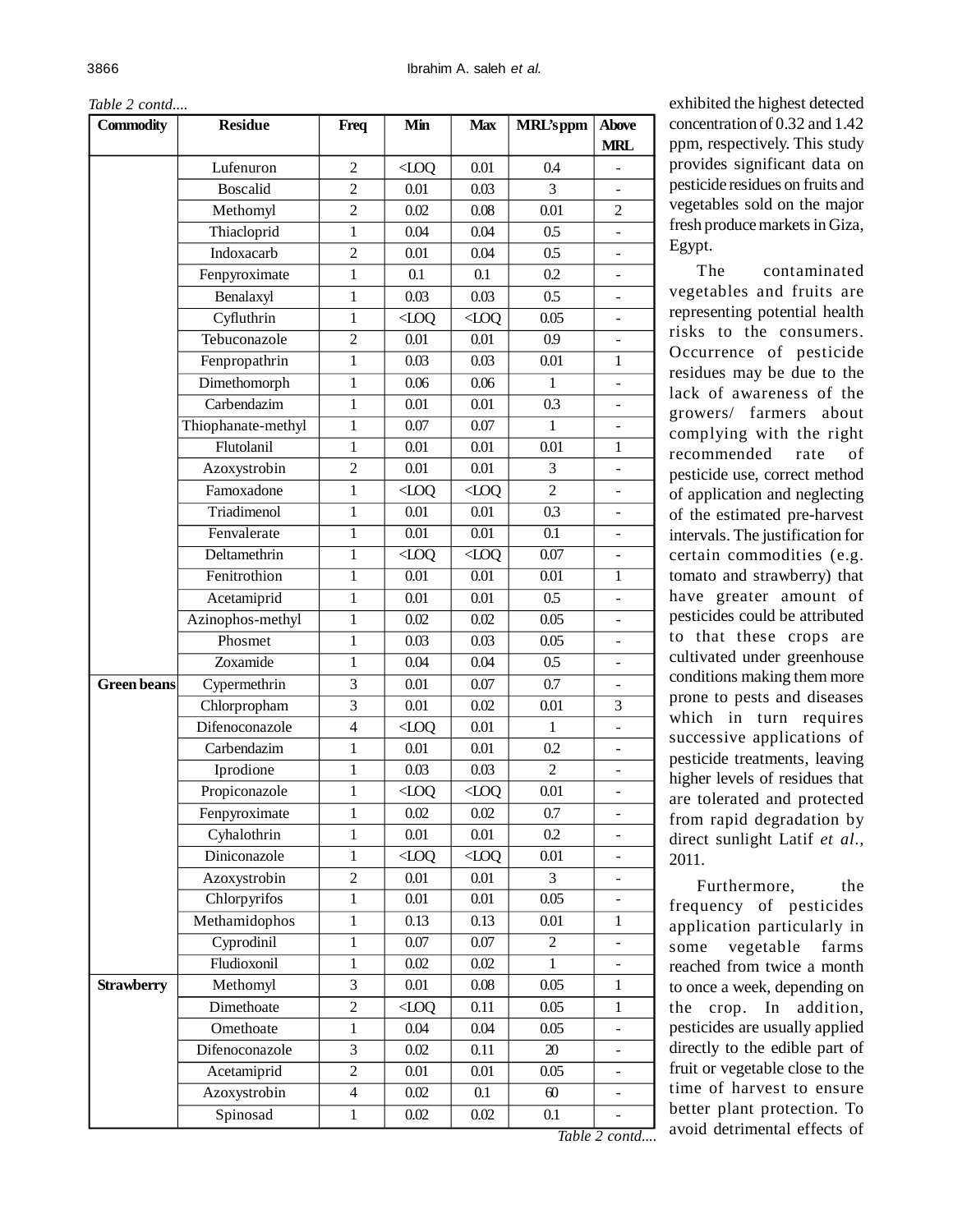*Table 2 contd....*

| Commodity | Residue | Freq | Min | Max | MRL's ppm | Above MRL |
|---|---|---|---|---|---|---|
| | Lufenuron | 2 | <LOQ | 0.01 | 0.4 | - |
| | Boscalid | 2 | 0.01 | 0.03 | 3 | - |
| | Methomyl | 2 | 0.02 | 0.08 | 0.01 | 2 |
| | Thiacloprid | 1 | 0.04 | 0.04 | 0.5 | - |
| | Indoxacarb | 2 | 0.01 | 0.04 | 0.5 | - |
| | Fenpyroximate | 1 | 0.1 | 0.1 | 0.2 | - |
| | Benalaxyl | 1 | 0.03 | 0.03 | 0.5 | - |
| | Cyfluthrin | 1 | <LOQ | <LOQ | 0.05 | - |
| | Tebuconazole | 2 | 0.01 | 0.01 | 0.9 | - |
| | Fenpropathrin | 1 | 0.03 | 0.03 | 0.01 | 1 |
| | Dimethomorph | 1 | 0.06 | 0.06 | 1 | - |
| | Carbendazim | 1 | 0.01 | 0.01 | 0.3 | - |
| | Thiophanate-methyl | 1 | 0.07 | 0.07 | 1 | - |
| | Flutolanil | 1 | 0.01 | 0.01 | 0.01 | 1 |
| | Azoxystrobin | 2 | 0.01 | 0.01 | 3 | - |
| | Famoxadone | 1 | <LOQ | <LOQ | 2 | - |
| | Triadimenol | 1 | 0.01 | 0.01 | 0.3 | - |
| | Fenvalerate | 1 | 0.01 | 0.01 | 0.1 | - |
| | Deltamethrin | 1 | <LOQ | <LOQ | 0.07 | - |
| | Fenitrothion | 1 | 0.01 | 0.01 | 0.01 | 1 |
| | Acetamiprid | 1 | 0.01 | 0.01 | 0.5 | - |
| | Azinophos-methyl | 1 | 0.02 | 0.02 | 0.05 | - |
| | Phosmet | 1 | 0.03 | 0.03 | 0.05 | - |
| | Zoxamide | 1 | 0.04 | 0.04 | 0.5 | - |
| **Green beans** | Cypermethrin | 3 | 0.01 | 0.07 | 0.7 | - |
| | Chlorpropham | 3 | 0.01 | 0.02 | 0.01 | 3 |
| | Difenoconazole | 4 | <LOQ | 0.01 | 1 | - |
| | Carbendazim | 1 | 0.01 | 0.01 | 0.2 | - |
| | Iprodione | 1 | 0.03 | 0.03 | 2 | - |
| | Propiconazole | 1 | <LOQ | <LOQ | 0.01 | - |
| | Fenpyroximate | 1 | 0.02 | 0.02 | 0.7 | - |
| | Cyhalothrin | 1 | 0.01 | 0.01 | 0.2 | - |
| | Diniconazole | 1 | <LOQ | <LOQ | 0.01 | - |
| | Azoxystrobin | 2 | 0.01 | 0.01 | 3 | - |
| | Chlorpyrifos | 1 | 0.01 | 0.01 | 0.05 | - |
| | Methamidophos | 1 | 0.13 | 0.13 | 0.01 | 1 |
| | Cyprodinil | 1 | 0.07 | 0.07 | 2 | - |
| | Fludioxonil | 1 | 0.02 | 0.02 | 1 | - |
| **Strawberry** | Methomyl | 3 | 0.01 | 0.08 | 0.05 | 1 |
| | Dimethoate | 2 | <LOQ | 0.11 | 0.05 | 1 |
| | Omethoate | 1 | 0.04 | 0.04 | 0.05 | - |
| | Difenoconazole | 3 | 0.02 | 0.11 | 20 | - |
| | Acetamiprid | 2 | 0.01 | 0.01 | 0.05 | - |
| | Azoxystrobin | 4 | 0.02 | 0.1 | 60 | - |
| | Spinosad | 1 | 0.02 | 0.02 | 0.1 | - |

*Table 2 contd....*

exhibited the highest detected concentration of 0.32 and 1.42 ppm, respectively. This study provides significant data on pesticide residues on fruits and vegetables sold on the major fresh produce markets in Giza, Egypt.

The contaminated vegetables and fruits are representing potential health risks to the consumers. Occurrence of pesticide residues may be due to the lack of awareness of the growers/ farmers about complying with the right recommended rate of pesticide use, correct method of application and neglecting of the estimated pre-harvest intervals. The justification for certain commodities (e.g. tomato and strawberry) that have greater amount of pesticides could be attributed to that these crops are cultivated under greenhouse conditions making them more prone to pests and diseases which in turn requires successive applications of pesticide treatments, leaving higher levels of residues that are tolerated and protected from rapid degradation by direct sunlight Latif *et al.*, 2011.

Furthermore, the frequency of pesticides application particularly in some vegetable farms reached from twice a month to once a week, depending on the crop. In addition, pesticides are usually applied directly to the edible part of fruit or vegetable close to the time of harvest to ensure better plant protection. To avoid detrimental effects of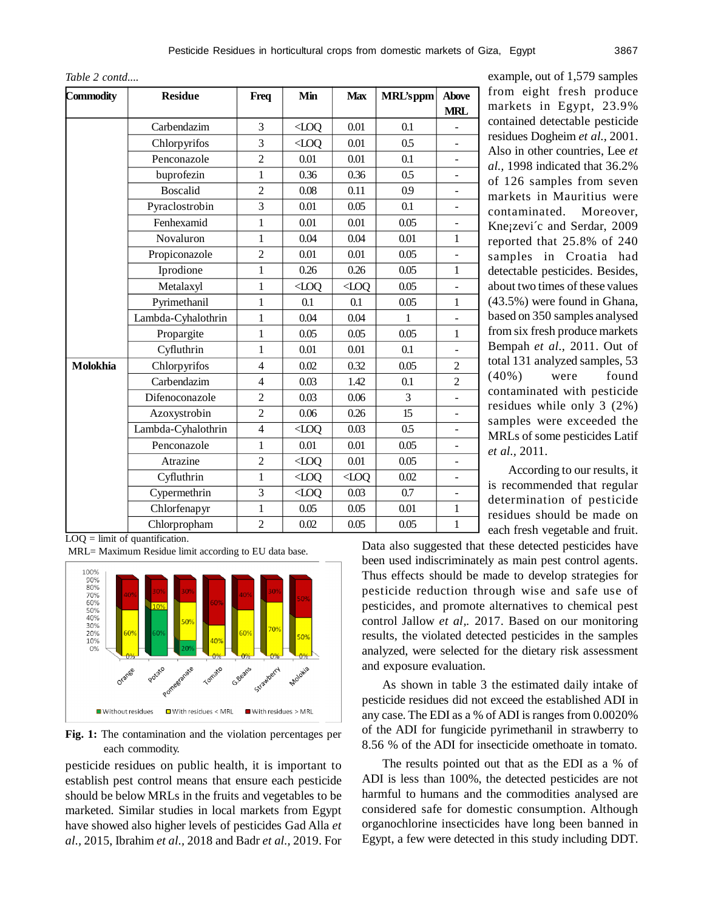*Table 2 contd....*

| Commodity | Residue | Freq | Min | Max | MRL's ppm | Above MRL |
|---|---|---|---|---|---|---|
| | Carbendazim | 3 | <LOQ | 0.01 | 0.1 | - |
| | Chlorpyrifos | 3 | <LOQ | 0.01 | 0.5 | - |
| | Penconazole | 2 | 0.01 | 0.01 | 0.1 | - |
| | buprofezin | 1 | 0.36 | 0.36 | 0.5 | - |
| | Boscalid | 2 | 0.08 | 0.11 | 0.9 | - |
| | Pyraclostrobin | 3 | 0.01 | 0.05 | 0.1 | - |
| | Fenhexamid | 1 | 0.01 | 0.01 | 0.05 | - |
| | Novaluron | 1 | 0.04 | 0.04 | 0.01 | 1 |
| | Propiconazole | 2 | 0.01 | 0.01 | 0.05 | - |
| | Iprodione | 1 | 0.26 | 0.26 | 0.05 | 1 |
| | Metalaxyl | 1 | <LOQ | <LOQ | 0.05 | - |
| | Pyrimethanil | 1 | 0.1 | 0.1 | 0.05 | 1 |
| | Lambda-Cyhalothrin | 1 | 0.04 | 0.04 | 1 | - |
| | Propargite | 1 | 0.05 | 0.05 | 0.05 | 1 |
| | Cyfluthrin | 1 | 0.01 | 0.01 | 0.1 | - |
| **Molokhia** | Chlorpyrifos | 4 | 0.02 | 0.32 | 0.05 | 2 |
| | Carbendazim | 4 | 0.03 | 1.42 | 0.1 | 2 |
| | Difenoconazole | 2 | 0.03 | 0.06 | 3 | - |
| | Azoxystrobin | 2 | 0.06 | 0.26 | 15 | - |
| | Lambda-Cyhalothrin | 4 | <LOQ | 0.03 | 0.5 | - |
| | Penconazole | 1 | 0.01 | 0.01 | 0.05 | - |
| | Atrazine | 2 | <LOQ | 0.01 | 0.05 | - |
| | Cyfluthrin | 1 | <LOQ | <LOQ | 0.02 | - |
| | Cypermethrin | 3 | <LOQ | 0.03 | 0.7 | - |
| | Chlorfenapyr | 1 | 0.05 | 0.05 | 0.01 | 1 |
| | Chlorpropham | 2 | 0.02 | 0.05 | 0.05 | 1 |

LOQ = limit of quantification.
MRL= Maximum Residue limit according to EU data base.

**Fig. 1:** The contamination and the violation percentages per each commodity.

pesticide residues on public health, it is important to establish pest control means that ensure each pesticide should be below MRLs in the fruits and vegetables to be marketed. Similar studies in local markets from Egypt have showed also higher levels of pesticides Gad Alla *et al.,* 2015, Ibrahim *et al.,* 2018 and Badr *et al.,* 2019. For example, out of 1,579 samples from eight fresh produce markets in Egypt, 23.9% contained detectable pesticide residues Dogheim *et al.,* 2001. Also in other countries, Lee *et al.,* 1998 indicated that 36.2% of 126 samples from seven markets in Mauritius were contaminated. Moreover, Kne¡zevi´c and Serdar, 2009 reported that 25.8% of 240 samples in Croatia had detectable pesticides. Besides, about two times of these values (43.5%) were found in Ghana, based on 350 samples analysed from six fresh produce markets Bempah *et al.,* 2011. Out of total 131 analyzed samples, 53 (40%) were found contaminated with pesticide residues while only 3 (2%) samples were exceeded the MRLs of some pesticides Latif *et al.,* 2011.

According to our results, it is recommended that regular determination of pesticide residues should be made on each fresh vegetable and fruit. Data also suggested that these detected pesticides have been used indiscriminately as main pest control agents. Thus effects should be made to develop strategies for pesticide reduction through wise and safe use of pesticides, and promote alternatives to chemical pest control Jallow *et al*,. 2017. Based on our monitoring results, the violated detected pesticides in the samples analyzed, were selected for the dietary risk assessment and exposure evaluation.

As shown in table 3 the estimated daily intake of pesticide residues did not exceed the established ADI in any case. The EDI as a % of ADI is ranges from 0.0020% of the ADI for fungicide pyrimethanil in strawberry to 8.56 % of the ADI for insecticide omethoate in tomato.

The results pointed out that as the EDI as a % of ADI is less than 100%, the detected pesticides are not harmful to humans and the commodities analysed are considered safe for domestic consumption. Although organochlorine insecticides have long been banned in Egypt, a few were detected in this study including DDT.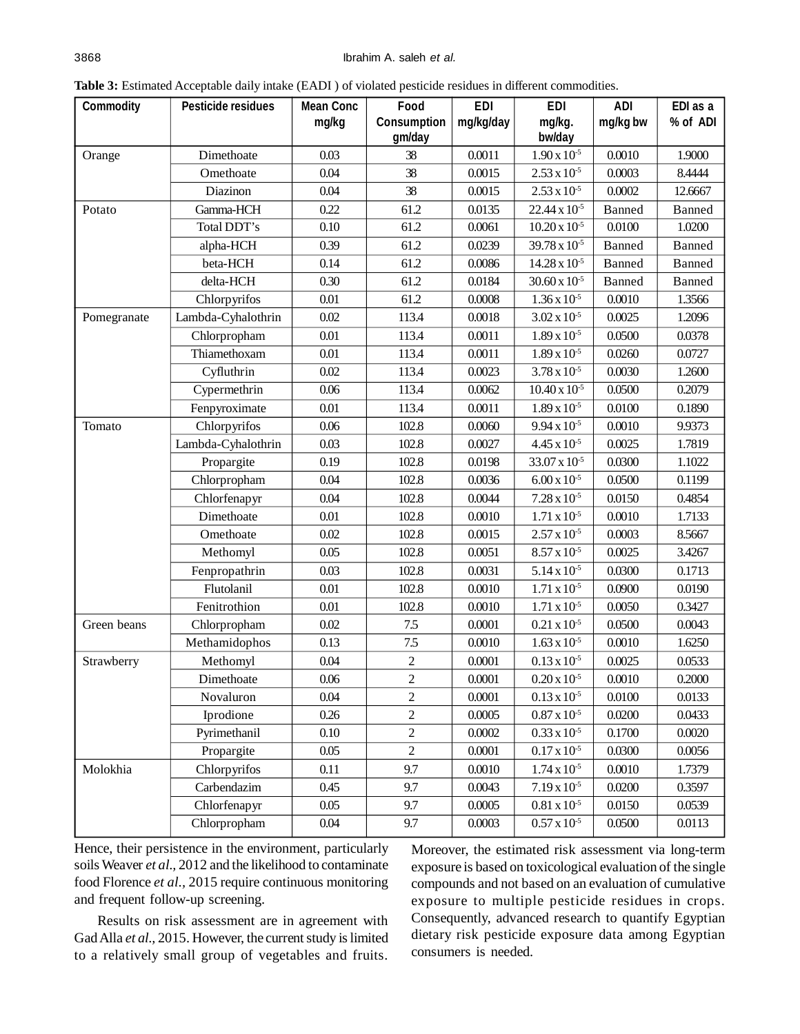**Table 3:** Estimated Acceptable daily intake (EADI ) of violated pesticide residues in different commodities.

| Commodity | Pesticide residues | Mean Conc mg/kg | Food Consumption gm/day | EDI mg/kg/day | EDI mg/kg. bw/day | ADI mg/kg bw | EDI as a % of ADI |
|---|---|---|---|---|---|---|---|
| Orange | Dimethoate | 0.03 | 38 | 0.0011 | $1.90 \times 10^{-5}$ | 0.0010 | 1.9000 |
| | Omethoate | 0.04 | 38 | 0.0015 | $2.53 \times 10^{-5}$ | 0.0003 | 8.4444 |
| | Diazinon | 0.04 | 38 | 0.0015 | $2.53 \times 10^{-5}$ | 0.0002 | 12.6667 |
| Potato | Gamma-HCH | 0.22 | 61.2 | 0.0135 | $22.44 \times 10^{-5}$ | Banned | Banned |
| | Total DDT's | 0.10 | 61.2 | 0.0061 | $10.20 \times 10^{-5}$ | 0.0100 | 1.0200 |
| | alpha-HCH | 0.39 | 61.2 | 0.0239 | $39.78 \times 10^{-5}$ | Banned | Banned |
| | beta-HCH | 0.14 | 61.2 | 0.0086 | $14.28 \times 10^{-5}$ | Banned | Banned |
| | delta-HCH | 0.30 | 61.2 | 0.0184 | $30.60 \times 10^{-5}$ | Banned | Banned |
| | Chlorpyrifos | 0.01 | 61.2 | 0.0008 | $1.36 \times 10^{-5}$ | 0.0010 | 1.3566 |
| Pomegranate | Lambda-Cyhalothrin | 0.02 | 113.4 | 0.0018 | $3.02 \times 10^{-5}$ | 0.0025 | 1.2096 |
| | Chlorpropham | 0.01 | 113.4 | 0.0011 | $1.89 \times 10^{-5}$ | 0.0500 | 0.0378 |
| | Thiamethoxam | 0.01 | 113.4 | 0.0011 | $1.89 \times 10^{-5}$ | 0.0260 | 0.0727 |
| | Cyfluthrin | 0.02 | 113.4 | 0.0023 | $3.78 \times 10^{-5}$ | 0.0030 | 1.2600 |
| | Cypermethrin | 0.06 | 113.4 | 0.0062 | $10.40 \times 10^{-5}$ | 0.0500 | 0.2079 |
| | Fenpyroximate | 0.01 | 113.4 | 0.0011 | $1.89 \times 10^{-5}$ | 0.0100 | 0.1890 |
| Tomato | Chlorpyrifos | 0.06 | 102.8 | 0.0060 | $9.94 \times 10^{-5}$ | 0.0010 | 9.9373 |
| | Lambda-Cyhalothrin | 0.03 | 102.8 | 0.0027 | $4.45 \times 10^{-5}$ | 0.0025 | 1.7819 |
| | Propargite | 0.19 | 102.8 | 0.0198 | $33.07 \times 10^{-5}$ | 0.0300 | 1.1022 |
| | Chlorpropham | 0.04 | 102.8 | 0.0036 | $6.00 \times 10^{-5}$ | 0.0500 | 0.1199 |
| | Chlorfenapyr | 0.04 | 102.8 | 0.0044 | $7.28 \times 10^{-5}$ | 0.0150 | 0.4854 |
| | Dimethoate | 0.01 | 102.8 | 0.0010 | $1.71 \times 10^{-5}$ | 0.0010 | 1.7133 |
| | Omethoate | 0.02 | 102.8 | 0.0015 | $2.57 \times 10^{-5}$ | 0.0003 | 8.5667 |
| | Methomyl | 0.05 | 102.8 | 0.0051 | $8.57 \times 10^{-5}$ | 0.0025 | 3.4267 |
| | Fenpropathrin | 0.03 | 102.8 | 0.0031 | $5.14 \times 10^{-5}$ | 0.0300 | 0.1713 |
| | Flutolanil | 0.01 | 102.8 | 0.0010 | $1.71 \times 10^{-5}$ | 0.0900 | 0.0190 |
| | Fenitrothion | 0.01 | 102.8 | 0.0010 | $1.71 \times 10^{-5}$ | 0.0050 | 0.3427 |
| Green beans | Chlorpropham | 0.02 | 7.5 | 0.0001 | $0.21 \times 10^{-5}$ | 0.0500 | 0.0043 |
| | Methamidophos | 0.13 | 7.5 | 0.0010 | $1.63 \times 10^{-5}$ | 0.0010 | 1.6250 |
| Strawberry | Methomyl | 0.04 | 2 | 0.0001 | $0.13 \times 10^{-5}$ | 0.0025 | 0.0533 |
| | Dimethoate | 0.06 | 2 | 0.0001 | $0.20 \times 10^{-5}$ | 0.0010 | 0.2000 |
| | Novaluron | 0.04 | 2 | 0.0001 | $0.13 \times 10^{-5}$ | 0.0100 | 0.0133 |
| | Iprodione | 0.26 | 2 | 0.0005 | $0.87 \times 10^{-5}$ | 0.0200 | 0.0433 |
| | Pyrimethanil | 0.10 | 2 | 0.0002 | $0.33 \times 10^{-5}$ | 0.1700 | 0.0020 |
| | Propargite | 0.05 | 2 | 0.0001 | $0.17 \times 10^{-5}$ | 0.0300 | 0.0056 |
| Molokhia | Chlorpyrifos | 0.11 | 9.7 | 0.0010 | $1.74 \times 10^{-5}$ | 0.0010 | 1.7379 |
| | Carbendazim | 0.45 | 9.7 | 0.0043 | $7.19 \times 10^{-5}$ | 0.0200 | 0.3597 |
| | Chlorfenapyr | 0.05 | 9.7 | 0.0005 | $0.81 \times 10^{-5}$ | 0.0150 | 0.0539 |
| | Chlorpropham | 0.04 | 9.7 | 0.0003 | $0.57 \times 10^{-5}$ | 0.0500 | 0.0113 |

Hence, their persistence in the environment, particularly soils Weaver *et al.,* 2012 and the likelihood to contaminate food Florence *et al.,* 2015 require continuous monitoring and frequent follow-up screening.

Results on risk assessment are in agreement with Gad Alla *et al.,* 2015. However, the current study is limited to a relatively small group of vegetables and fruits. Moreover, the estimated risk assessment via long-term exposure is based on toxicological evaluation of the single compounds and not based on an evaluation of cumulative exposure to multiple pesticide residues in crops. Consequently, advanced research to quantify Egyptian dietary risk pesticide exposure data among Egyptian consumers is needed.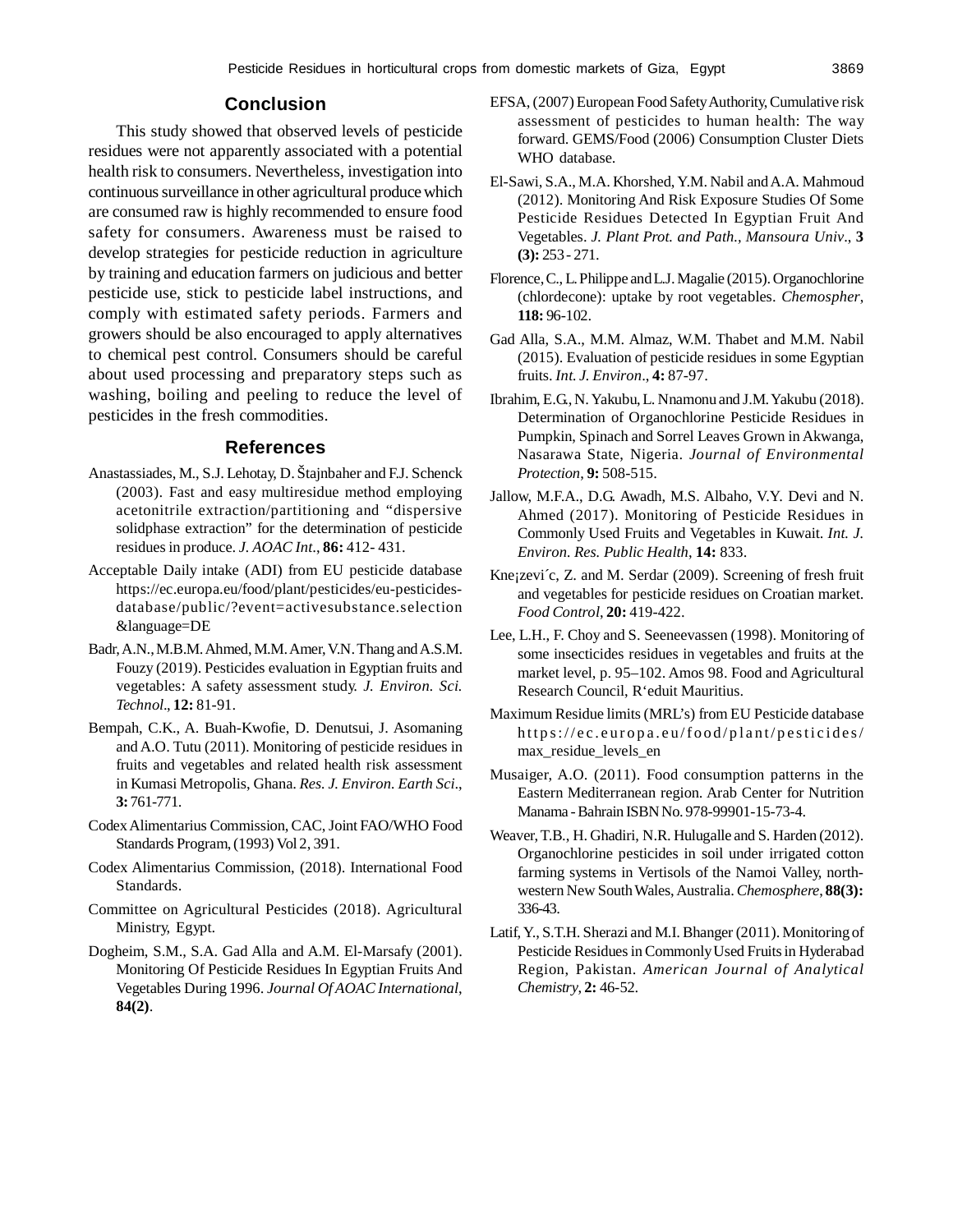## Conclusion

This study showed that observed levels of pesticide residues were not apparently associated with a potential health risk to consumers. Nevertheless, investigation into continuous surveillance in other agricultural produce which are consumed raw is highly recommended to ensure food safety for consumers. Awareness must be raised to develop strategies for pesticide reduction in agriculture by training and education farmers on judicious and better pesticide use, stick to pesticide label instructions, and comply with estimated safety periods. Farmers and growers should be also encouraged to apply alternatives to chemical pest control. Consumers should be careful about used processing and preparatory steps such as washing, boiling and peeling to reduce the level of pesticides in the fresh commodities.

## References

Anastassiades, M., S.J. Lehotay, D. Štajnbaher and F.J. Schenck (2003). Fast and easy multiresidue method employing acetonitrile extraction/partitioning and "dispersive solidphase extraction" for the determination of pesticide residues in produce. *J. AOAC Int*., **86:** 412- 431.

Acceptable Daily intake (ADI) from EU pesticide database https://ec.europa.eu/food/plant/pesticides/eu-pesticides-database/public/?event=activesubstance.selection &language=DE

Badr, A.N., M.B.M. Ahmed, M.M. Amer, V.N. Thang and A.S.M. Fouzy (2019). Pesticides evaluation in Egyptian fruits and vegetables: A safety assessment study. *J. Environ. Sci. Technol*., **12:** 81-91.

Bempah, C.K., A. Buah-Kwofie, D. Denutsui, J. Asomaning and A.O. Tutu (2011). Monitoring of pesticide residues in fruits and vegetables and related health risk assessment in Kumasi Metropolis, Ghana. *Res. J. Environ. Earth Sci*., **3:** 761-771.

Codex Alimentarius Commission, CAC, Joint FAO/WHO Food Standards Program, (1993) Vol 2, 391.

Codex Alimentarius Commission, (2018). International Food Standards.

Committee on Agricultural Pesticides (2018). Agricultural Ministry, Egypt.

Dogheim, S.M., S.A. Gad Alla and A.M. El-Marsafy (2001). Monitoring Of Pesticide Residues In Egyptian Fruits And Vegetables During 1996. *Journal Of AOAC International*, **84(2)**.

EFSA, (2007) European Food Safety Authority, Cumulative risk assessment of pesticides to human health: The way forward. GEMS/Food (2006) Consumption Cluster Diets WHO database.

El-Sawi, S.A., M.A. Khorshed, Y.M. Nabil and A.A. Mahmoud (2012). Monitoring And Risk Exposure Studies Of Some Pesticide Residues Detected In Egyptian Fruit And Vegetables. *J. Plant Prot. and Path., Mansoura Univ*., **3 (3):** 253 - 271.

Florence, C., L. Philippe and L.J. Magalie (2015). Organochlorine (chlordecone): uptake by root vegetables. *Chemospher*, **118:** 96-102.

Gad Alla, S.A., M.M. Almaz, W.M. Thabet and M.M. Nabil (2015). Evaluation of pesticide residues in some Egyptian fruits. *Int. J. Environ*., **4:** 87-97.

Ibrahim, E.G., N. Yakubu, L. Nnamonu and J.M. Yakubu (2018). Determination of Organochlorine Pesticide Residues in Pumpkin, Spinach and Sorrel Leaves Grown in Akwanga, Nasarawa State, Nigeria. *Journal of Environmental Protection*, **9:** 508-515.

Jallow, M.F.A., D.G. Awadh, M.S. Albaho, V.Y. Devi and N. Ahmed (2017). Monitoring of Pesticide Residues in Commonly Used Fruits and Vegetables in Kuwait. *Int. J. Environ. Res. Public Health*, **14:** 833.

Kne¡zevi´c, Z. and M. Serdar (2009). Screening of fresh fruit and vegetables for pesticide residues on Croatian market. *Food Control*, **20:** 419-422.

Lee, L.H., F. Choy and S. Seeneevassen (1998). Monitoring of some insecticides residues in vegetables and fruits at the market level, p. 95–102. Amos 98. Food and Agricultural Research Council, R'eduit Mauritius.

Maximum Residue limits (MRL's) from EU Pesticide database https://ec.europa.eu/food/plant/pesticides/max_residue_levels_en

Musaiger, A.O. (2011). Food consumption patterns in the Eastern Mediterranean region. Arab Center for Nutrition Manama - Bahrain ISBN No. 978-99901-15-73-4.

Weaver, T.B., H. Ghadiri, N.R. Hulugalle and S. Harden (2012). Organochlorine pesticides in soil under irrigated cotton farming systems in Vertisols of the Namoi Valley, north-western New South Wales, Australia. *Chemosphere*, **88(3):** 336-43.

Latif, Y., S.T.H. Sherazi and M.I. Bhanger (2011). Monitoring of Pesticide Residues in Commonly Used Fruits in Hyderabad Region, Pakistan. *American Journal of Analytical Chemistry*, **2:** 46-52.